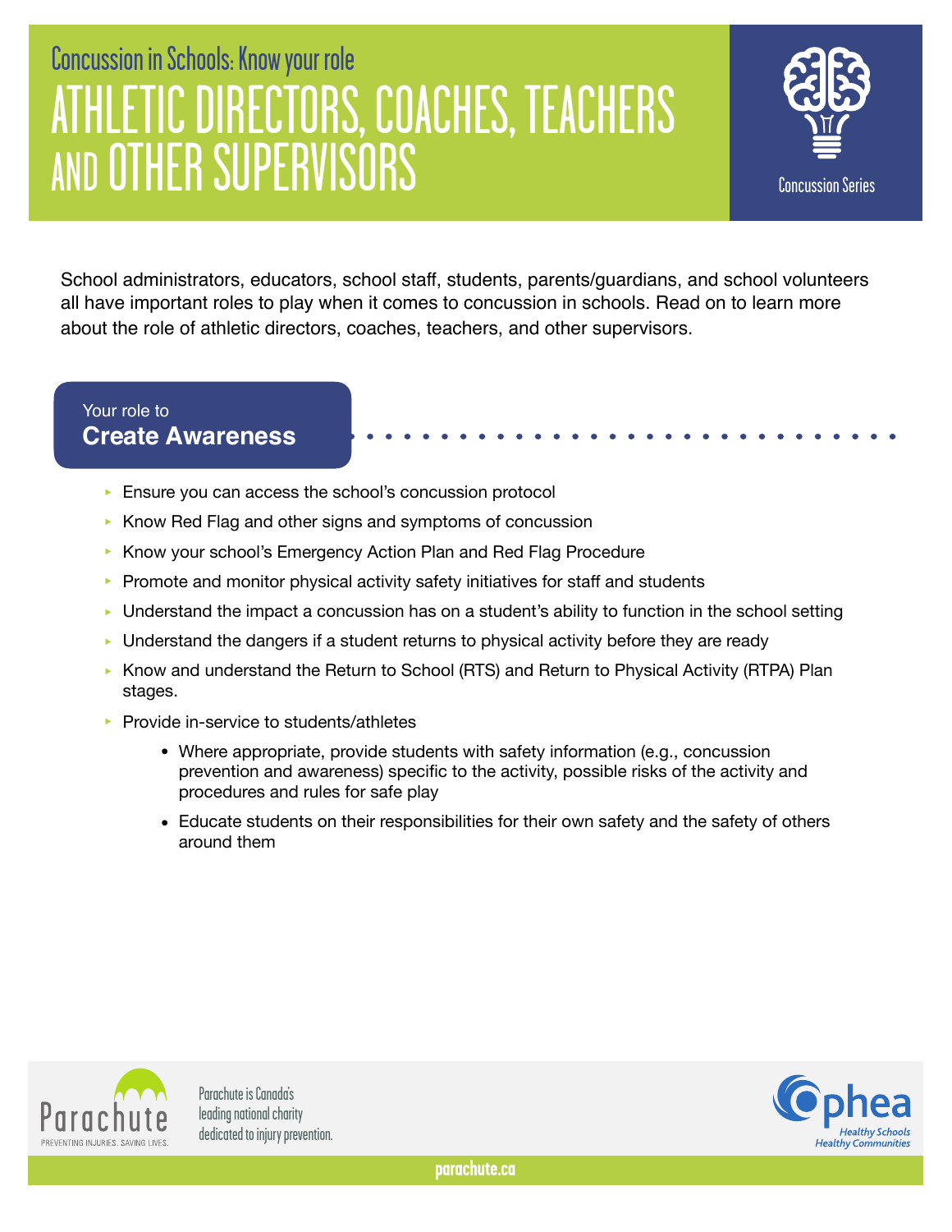Concussion in Schools: Know your role

# ATHLETIC DIRECTORS, COACHES, TEACHERS AND OTHER SUPERVISORS

Concussion Series

School administrators, educators, school staff, students, parents/guardians, and school volunteers all have important roles to play when it comes to concussion in schools. Read on to learn more about the role of athletic directors, coaches, teachers, and other supervisors.

## Your role to **Create Awareness**

- Ensure you can access the school's concussion protocol
- Know Red Flag and other signs and symptoms of concussion
- Know your school's Emergency Action Plan and Red Flag Procedure
- Promote and monitor physical activity safety initiatives for staff and students
- Understand the impact a concussion has on a student's ability to function in the school setting
- Understand the dangers if a student returns to physical activity before they are ready
- Know and understand the Return to School (RTS) and Return to Physical Activity (RTPA) Plan stages.
- Provide in-service to students/athletes
  - Where appropriate, provide students with safety information (e.g., concussion prevention and awareness) specific to the activity, possible risks of the activity and procedures and rules for safe play
  - Educate students on their responsibilities for their own safety and the safety of others around them

Parachute — PREVENTING INJURIES. SAVING LIVES.

Parachute is Canada's leading national charity dedicated to injury prevention.

Ophea — Healthy Schools Healthy Communities

parachute.ca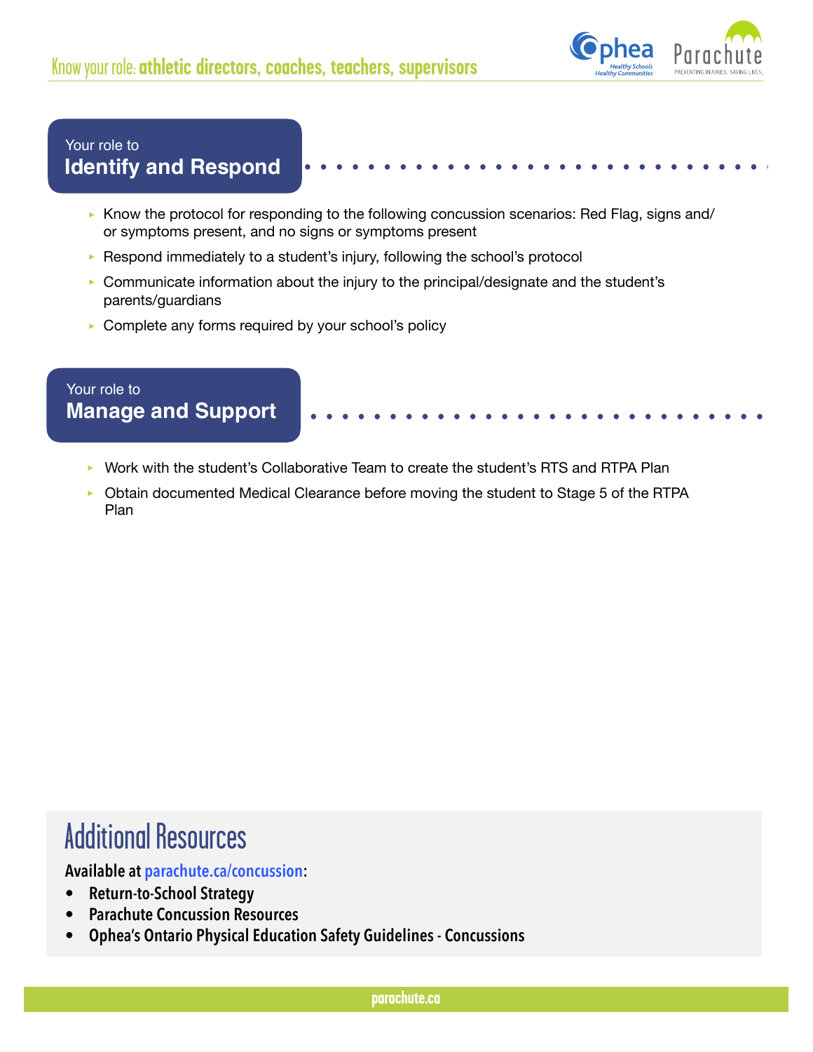Know your role: **athletic directors, coaches, teachers, supervisors**

## Your role to Identify and Respond

- Know the protocol for responding to the following concussion scenarios: Red Flag, signs and/or symptoms present, and no signs or symptoms present
- Respond immediately to a student's injury, following the school's protocol
- Communicate information about the injury to the principal/designate and the student's parents/guardians
- Complete any forms required by your school's policy

## Your role to Manage and Support

- Work with the student's Collaborative Team to create the student's RTS and RTPA Plan
- Obtain documented Medical Clearance before moving the student to Stage 5 of the RTPA Plan

## Additional Resources

**Available at parachute.ca/concussion:**

- **Return-to-School Strategy**
- **Parachute Concussion Resources**
- **Ophea's Ontario Physical Education Safety Guidelines - Concussions**